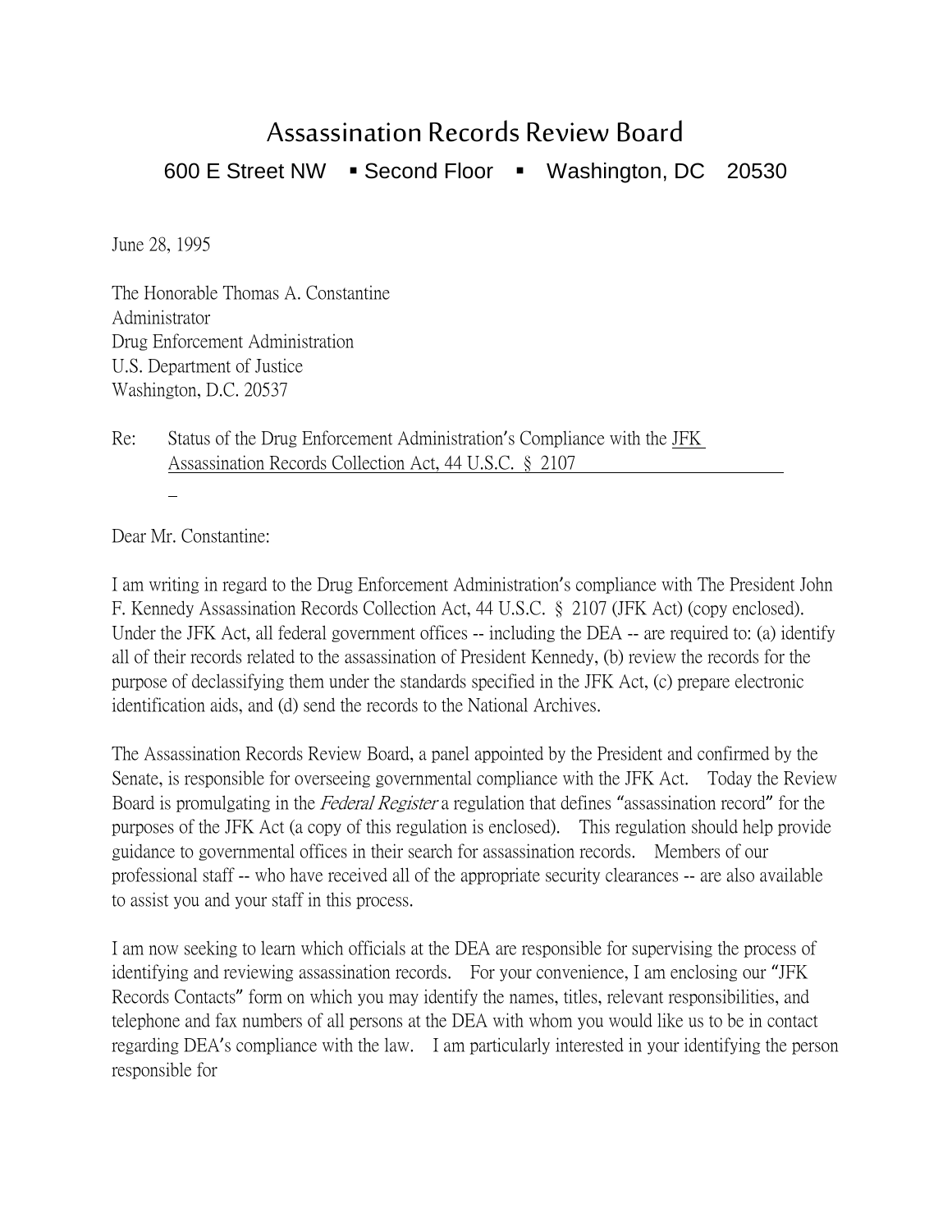# Assassination Records Review Board

600 E Street NW ▪ Second Floor ▪ Washington, DC 20530

June 28, 1995

The Honorable Thomas A. Constantine
Administrator
Drug Enforcement Administration
U.S. Department of Justice
Washington, D.C. 20537

Re: Status of the Drug Enforcement Administration's Compliance with the JFK Assassination Records Collection Act, 44 U.S.C. § 2107

Dear Mr. Constantine:

I am writing in regard to the Drug Enforcement Administration's compliance with The President John F. Kennedy Assassination Records Collection Act, 44 U.S.C. § 2107 (JFK Act) (copy enclosed). Under the JFK Act, all federal government offices -- including the DEA -- are required to: (a) identify all of their records related to the assassination of President Kennedy, (b) review the records for the purpose of declassifying them under the standards specified in the JFK Act, (c) prepare electronic identification aids, and (d) send the records to the National Archives.

The Assassination Records Review Board, a panel appointed by the President and confirmed by the Senate, is responsible for overseeing governmental compliance with the JFK Act. Today the Review Board is promulgating in the *Federal Register* a regulation that defines "assassination record" for the purposes of the JFK Act (a copy of this regulation is enclosed). This regulation should help provide guidance to governmental offices in their search for assassination records. Members of our professional staff -- who have received all of the appropriate security clearances -- are also available to assist you and your staff in this process.

I am now seeking to learn which officials at the DEA are responsible for supervising the process of identifying and reviewing assassination records. For your convenience, I am enclosing our "JFK Records Contacts" form on which you may identify the names, titles, relevant responsibilities, and telephone and fax numbers of all persons at the DEA with whom you would like us to be in contact regarding DEA's compliance with the law. I am particularly interested in your identifying the person responsible for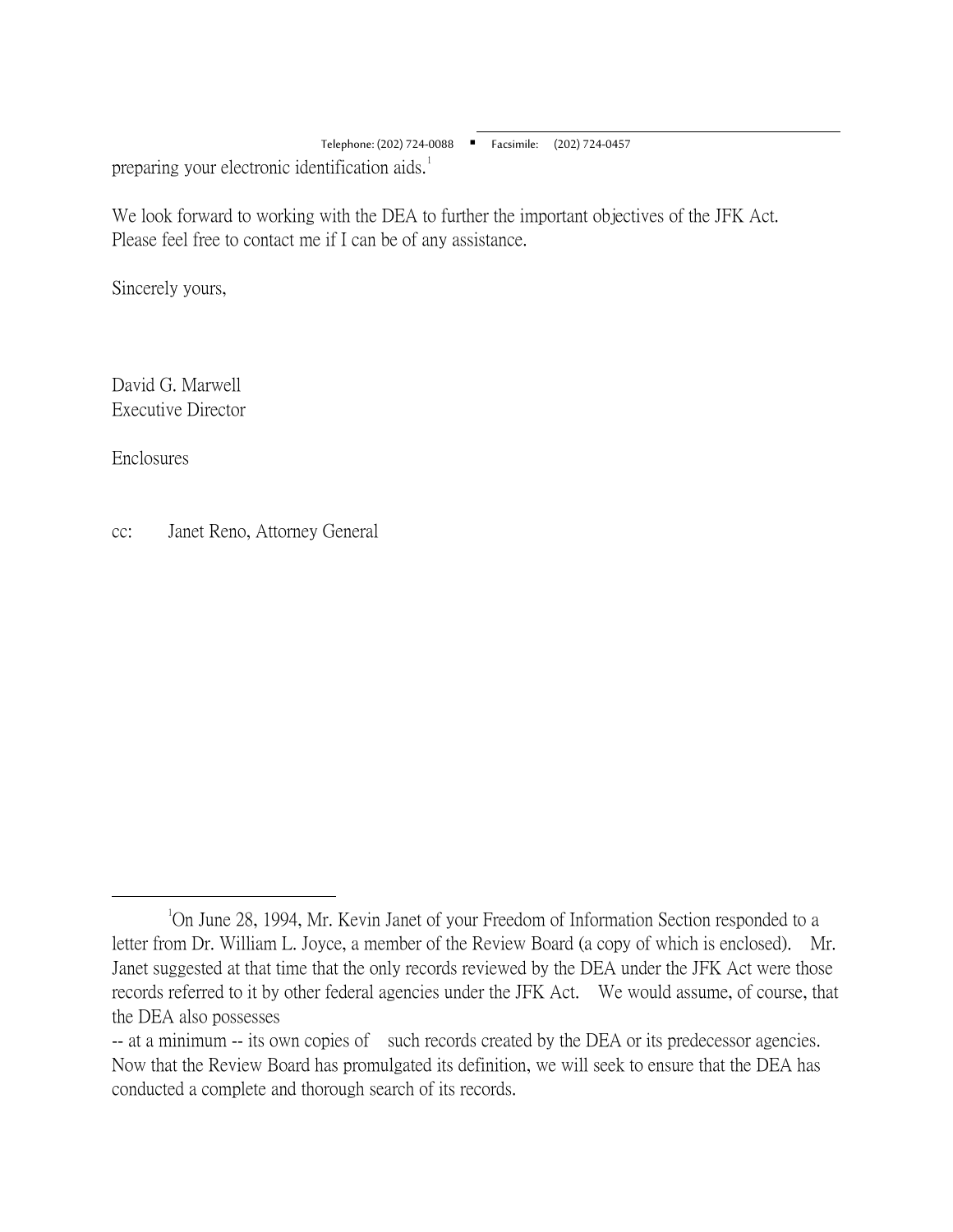preparing your electronic identification aids.[1]

We look forward to working with the DEA to further the important objectives of the JFK Act. Please feel free to contact me if I can be of any assistance.

Sincerely yours,

David G. Marwell
Executive Director

Enclosures

cc: Janet Reno, Attorney General

---

[1]On June 28, 1994, Mr. Kevin Janet of your Freedom of Information Section responded to a letter from Dr. William L. Joyce, a member of the Review Board (a copy of which is enclosed). Mr. Janet suggested at that time that the only records reviewed by the DEA under the JFK Act were those records referred to it by other federal agencies under the JFK Act. We would assume, of course, that the DEA also possesses
-- at a minimum -- its own copies of such records created by the DEA or its predecessor agencies. Now that the Review Board has promulgated its definition, we will seek to ensure that the DEA has conducted a complete and thorough search of its records.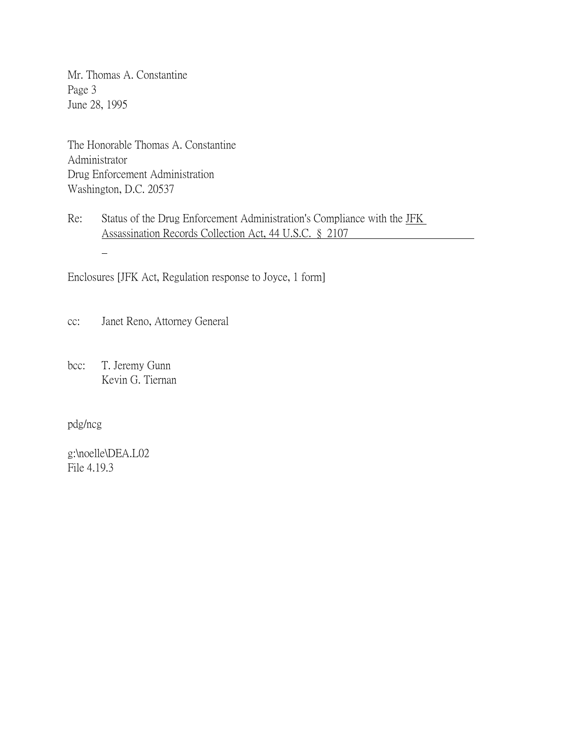The Honorable Thomas A. Constantine
Administrator
Drug Enforcement Administration
Washington, D.C. 20537

Re: Status of the Drug Enforcement Administration's Compliance with the JFK Assassination Records Collection Act, 44 U.S.C. § 2107

Enclosures [JFK Act, Regulation response to Joyce, 1 form]

cc: Janet Reno, Attorney General

bcc: T. Jeremy Gunn
Kevin G. Tiernan

pdg/ncg

g:\noelle\DEA.L02
File 4.19.3